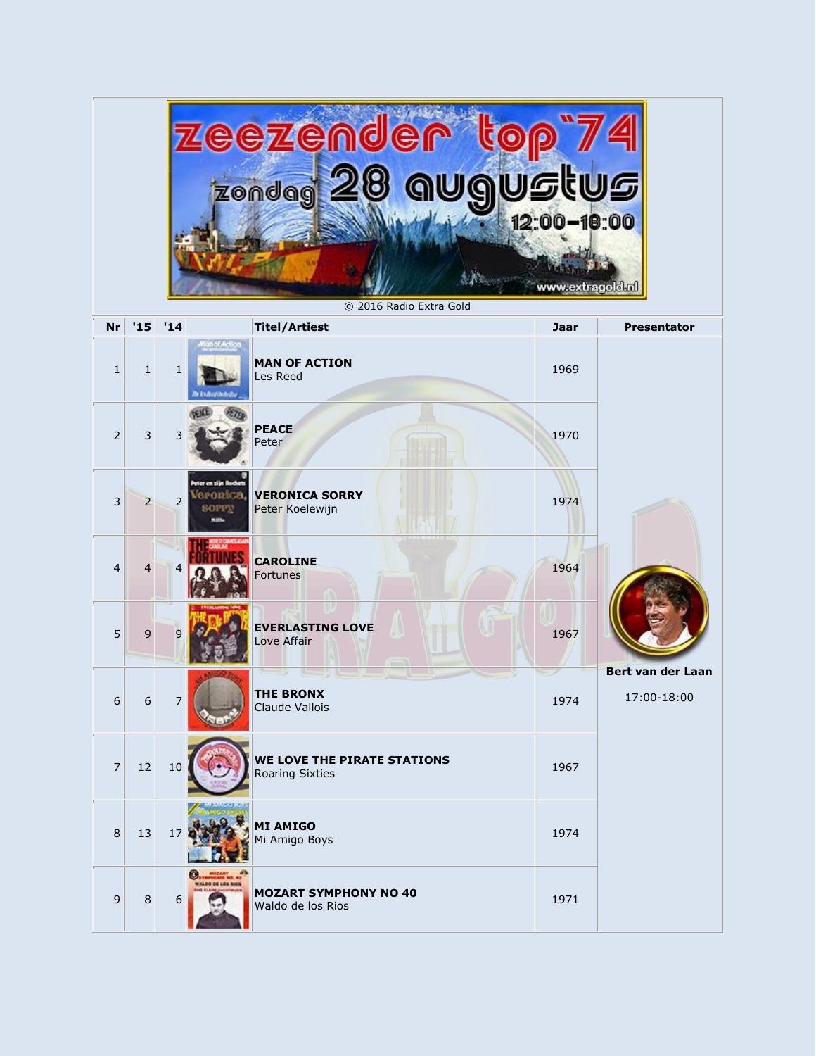# zeezender top'74

zondag 28 augustus 12:00-18:00

www.extragold.nl

© 2016 Radio Extra Gold

| Nr | '15 | '14 | | Titel/Artiest | Jaar | Presentator |
|---|---|---|---|---|---|---|
| 1 | 1 | 1 | | **MAN OF ACTION** Les Reed | 1969 | Bert van der Laan 17:00-18:00 |
| 2 | 3 | 3 | | **PEACE** Peter | 1970 | |
| 3 | 2 | 2 | | **VERONICA SORRY** Peter Koelewijn | 1974 | |
| 4 | 4 | 4 | | **CAROLINE** Fortunes | 1964 | |
| 5 | 9 | 9 | | **EVERLASTING LOVE** Love Affair | 1967 | |
| 6 | 6 | 7 | | **THE BRONX** Claude Vallois | 1974 | |
| 7 | 12 | 10 | | **WE LOVE THE PIRATE STATIONS** Roaring Sixties | 1967 | |
| 8 | 13 | 17 | | **MI AMIGO** Mi Amigo Boys | 1974 | |
| 9 | 8 | 6 | | **MOZART SYMPHONY NO 40** Waldo de los Rios | 1971 | |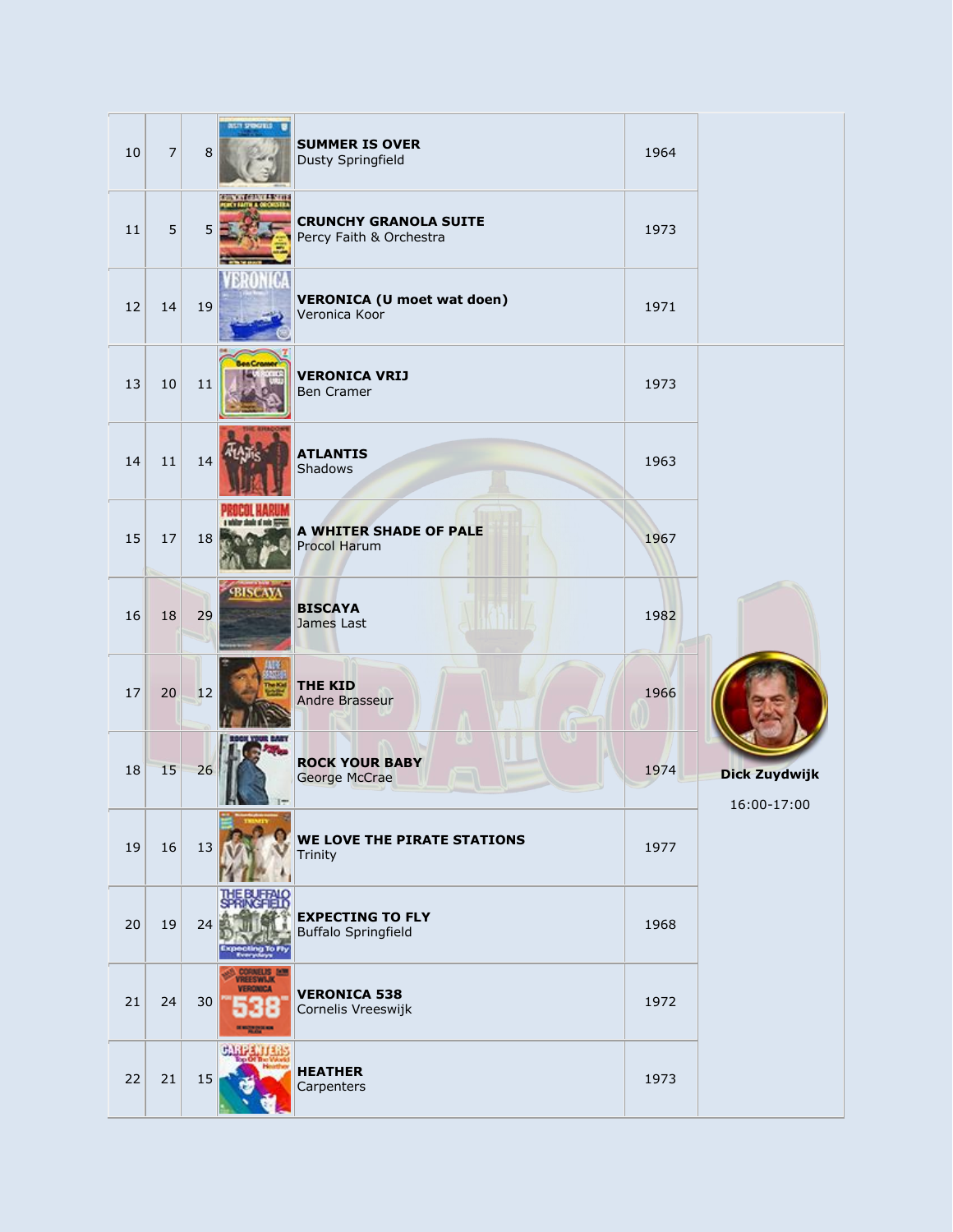| | | | | | | |
|---|---|---|---|---|---|---|
| 10 | 7 | 8 | | **SUMMER IS OVER**<br>Dusty Springfield | 1964 | |
| 11 | 5 | 5 | | **CRUNCHY GRANOLA SUITE**<br>Percy Faith & Orchestra | 1973 | |
| 12 | 14 | 19 | | **VERONICA (U moet wat doen)**<br>Veronica Koor | 1971 | |
| 13 | 10 | 11 | | **VERONICA VRIJ**<br>Ben Cramer | 1973 | |
| 14 | 11 | 14 | | **ATLANTIS**<br>Shadows | 1963 | |
| 15 | 17 | 18 | | **A WHITER SHADE OF PALE**<br>Procol Harum | 1967 | |
| 16 | 18 | 29 | | **BISCAYA**<br>James Last | 1982 | |
| 17 | 20 | 12 | | **THE KID**<br>Andre Brasseur | 1966 | |
| 18 | 15 | 26 | | **ROCK YOUR BABY**<br>George McCrae | 1974 | **Dick Zuydwijk**<br>16:00-17:00 |
| 19 | 16 | 13 | | **WE LOVE THE PIRATE STATIONS**<br>Trinity | 1977 | |
| 20 | 19 | 24 | | **EXPECTING TO FLY**<br>Buffalo Springfield | 1968 | |
| 21 | 24 | 30 | | **VERONICA 538**<br>Cornelis Vreeswijk | 1972 | |
| 22 | 21 | 15 | | **HEATHER**<br>Carpenters | 1973 | |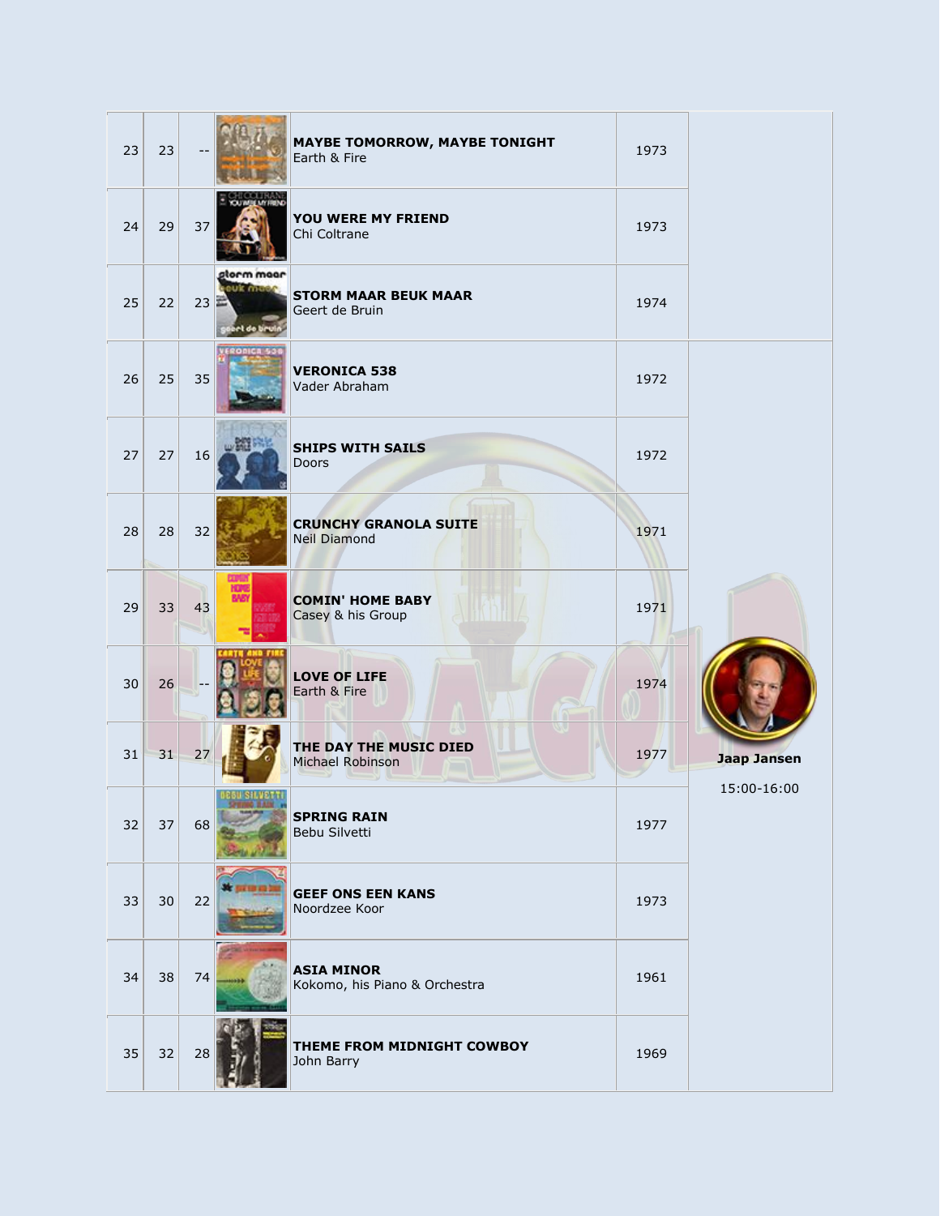| | | | | | | |
|---|---|---|---|---|---|---|
| 23 | 23 | -- | | **MAYBE TOMORROW, MAYBE TONIGHT**<br>Earth & Fire | 1973 | |
| 24 | 29 | 37 | | **YOU WERE MY FRIEND**<br>Chi Coltrane | 1973 | |
| 25 | 22 | 23 | | **STORM MAAR BEUK MAAR**<br>Geert de Bruin | 1974 | |
| 26 | 25 | 35 | | **VERONICA 538**<br>Vader Abraham | 1972 | **Jaap Jansen**<br>15:00-16:00 |
| 27 | 27 | 16 | | **SHIPS WITH SAILS**<br>Doors | 1972 | |
| 28 | 28 | 32 | | **CRUNCHY GRANOLA SUITE**<br>Neil Diamond | 1971 | |
| 29 | 33 | 43 | | **COMIN' HOME BABY**<br>Casey & his Group | 1971 | |
| 30 | 26 | -- | | **LOVE OF LIFE**<br>Earth & Fire | 1974 | |
| 31 | 31 | 27 | | **THE DAY THE MUSIC DIED**<br>Michael Robinson | 1977 | |
| 32 | 37 | 68 | | **SPRING RAIN**<br>Bebu Silvetti | 1977 | |
| 33 | 30 | 22 | | **GEEF ONS EEN KANS**<br>Noordzee Koor | 1973 | |
| 34 | 38 | 74 | | **ASIA MINOR**<br>Kokomo, his Piano & Orchestra | 1961 | |
| 35 | 32 | 28 | | **THEME FROM MIDNIGHT COWBOY**<br>John Barry | 1969 | |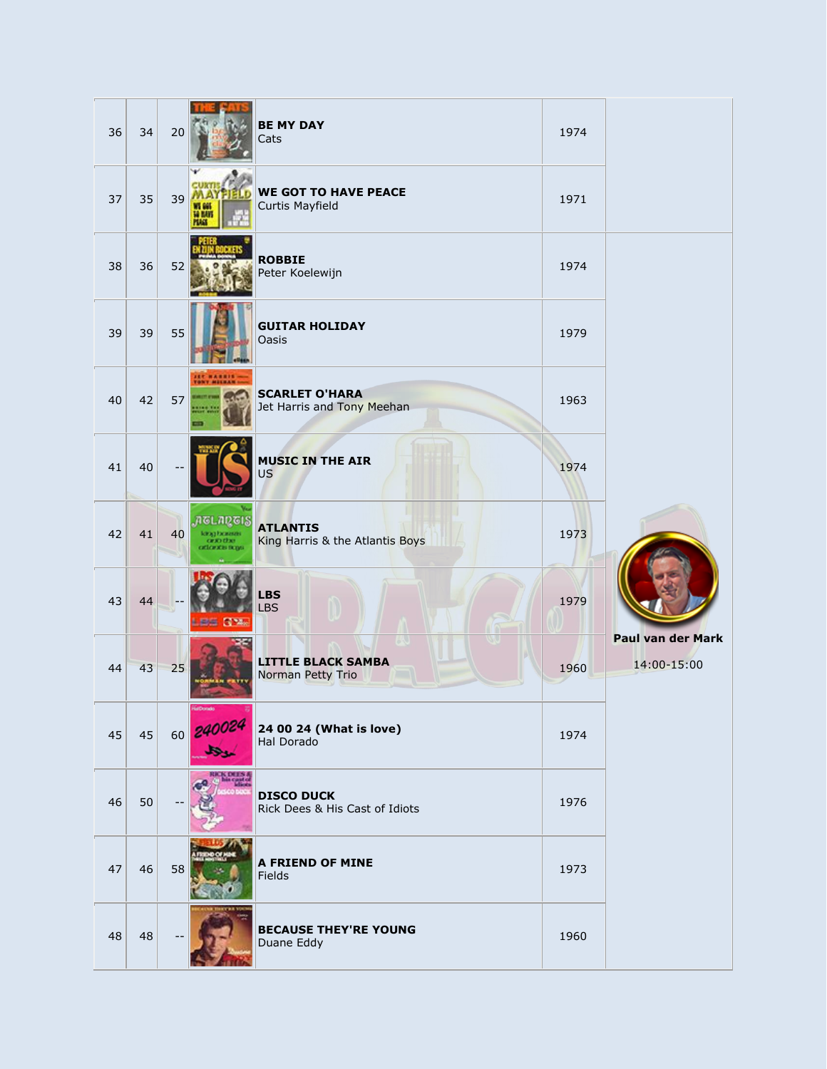| | | | | | | |
|---|---|---|---|---|---|---|
| 36 | 34 | 20 | | **BE MY DAY**<br>Cats | 1974 | |
| 37 | 35 | 39 | | **WE GOT TO HAVE PEACE**<br>Curtis Mayfield | 1971 | |
| 38 | 36 | 52 | | **ROBBIE**<br>Peter Koelewijn | 1974 | |
| 39 | 39 | 55 | | **GUITAR HOLIDAY**<br>Oasis | 1979 | |
| 40 | 42 | 57 | | **SCARLET O'HARA**<br>Jet Harris and Tony Meehan | 1963 | |
| 41 | 40 | -- | | **MUSIC IN THE AIR**<br>US | 1974 | |
| 42 | 41 | 40 | | **ATLANTIS**<br>King Harris & the Atlantis Boys | 1973 | |
| 43 | 44 | -- | | **LBS**<br>LBS | 1979 | **Paul van der Mark**<br>14:00-15:00 |
| 44 | 43 | 25 | | **LITTLE BLACK SAMBA**<br>Norman Petty Trio | 1960 | |
| 45 | 45 | 60 | | **24 00 24 (What is love)**<br>Hal Dorado | 1974 | |
| 46 | 50 | -- | | **DISCO DUCK**<br>Rick Dees & His Cast of Idiots | 1976 | |
| 47 | 46 | 58 | | **A FRIEND OF MINE**<br>Fields | 1973 | |
| 48 | 48 | -- | | **BECAUSE THEY'RE YOUNG**<br>Duane Eddy | 1960 | |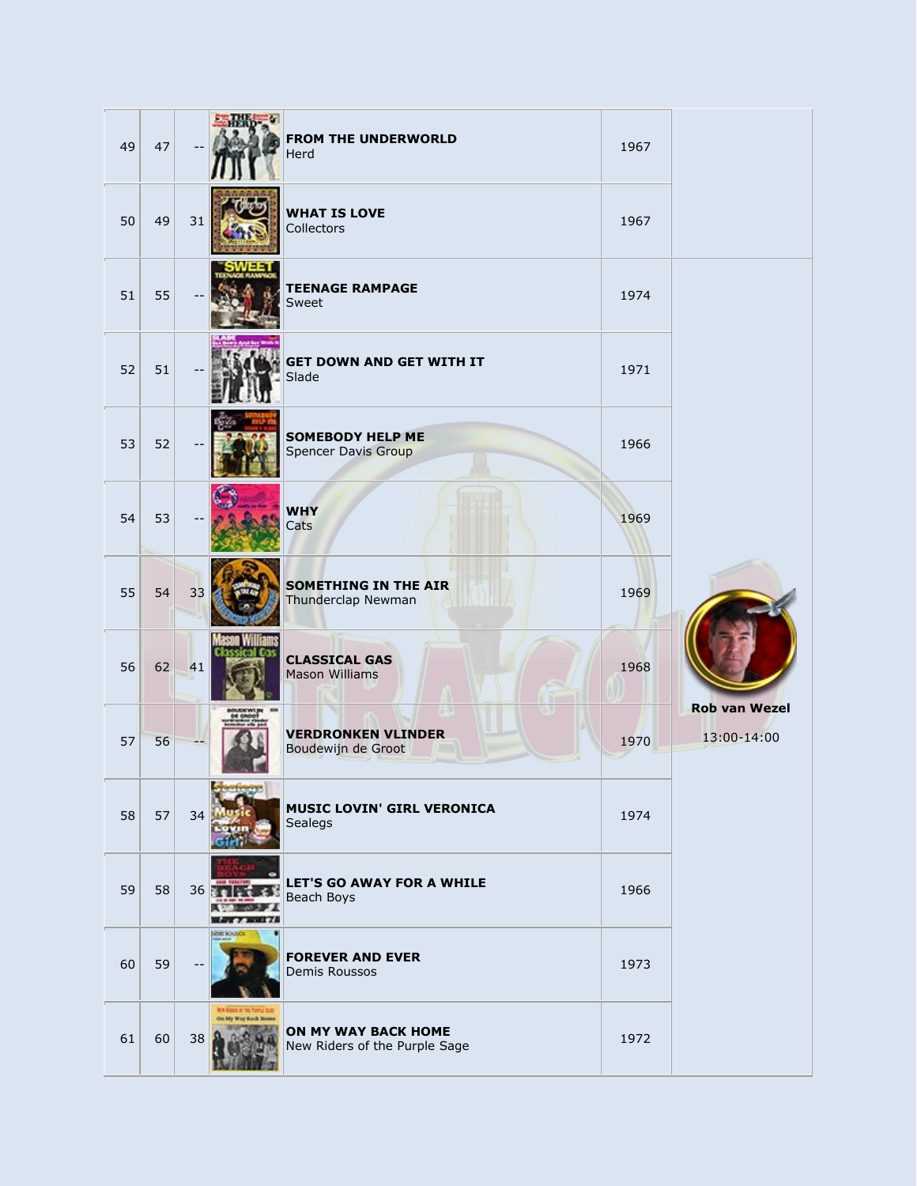| | | | | | | |
|---|---|---|---|---|---|---|
| 49 | 47 | -- | | **FROM THE UNDERWORLD**<br>Herd | 1967 | |
| 50 | 49 | 31 | | **WHAT IS LOVE**<br>Collectors | 1967 | |
| 51 | 55 | -- | | **TEENAGE RAMPAGE**<br>Sweet | 1974 | |
| 52 | 51 | -- | | **GET DOWN AND GET WITH IT**<br>Slade | 1971 | |
| 53 | 52 | -- | | **SOMEBODY HELP ME**<br>Spencer Davis Group | 1966 | |
| 54 | 53 | -- | | **WHY**<br>Cats | 1969 | |
| 55 | 54 | 33 | | **SOMETHING IN THE AIR**<br>Thunderclap Newman | 1969 | **Rob van Wezel**<br>13:00-14:00 |
| 56 | 62 | 41 | | **CLASSICAL GAS**<br>Mason Williams | 1968 | |
| 57 | 56 | -- | | **VERDRONKEN VLINDER**<br>Boudewijn de Groot | 1970 | |
| 58 | 57 | 34 | | **MUSIC LOVIN' GIRL VERONICA**<br>Sealegs | 1974 | |
| 59 | 58 | 36 | | **LET'S GO AWAY FOR A WHILE**<br>Beach Boys | 1966 | |
| 60 | 59 | -- | | **FOREVER AND EVER**<br>Demis Roussos | 1973 | |
| 61 | 60 | 38 | | **ON MY WAY BACK HOME**<br>New Riders of the Purple Sage | 1972 | |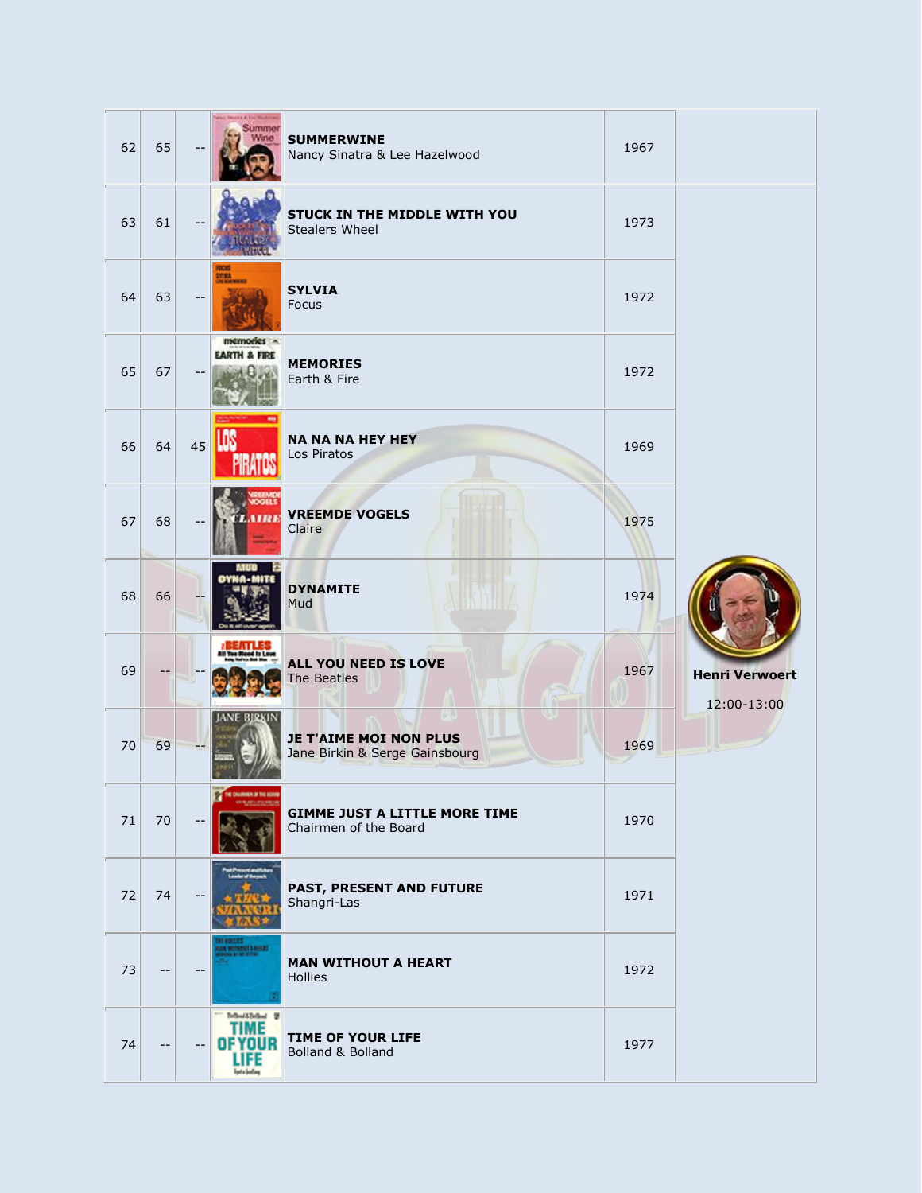| | | | | | | |
|---|---|---|---|---|---|---|
| 62 | 65 | -- | | **SUMMERWINE**<br>Nancy Sinatra & Lee Hazelwood | 1967 | |
| 63 | 61 | -- | | **STUCK IN THE MIDDLE WITH YOU**<br>Stealers Wheel | 1973 | |
| 64 | 63 | -- | | **SYLVIA**<br>Focus | 1972 | |
| 65 | 67 | -- | | **MEMORIES**<br>Earth & Fire | 1972 | |
| 66 | 64 | 45 | | **NA NA NA HEY HEY**<br>Los Piratos | 1969 | |
| 67 | 68 | -- | | **VREEMDE VOGELS**<br>Claire | 1975 | |
| 68 | 66 | -- | | **DYNAMITE**<br>Mud | 1974 | **Henri Verwoert**<br>12:00-13:00 |
| 69 | -- | -- | | **ALL YOU NEED IS LOVE**<br>The Beatles | 1967 | |
| 70 | 69 | -- | | **JE T'AIME MOI NON PLUS**<br>Jane Birkin & Serge Gainsbourg | 1969 | |
| 71 | 70 | -- | | **GIMME JUST A LITTLE MORE TIME**<br>Chairmen of the Board | 1970 | |
| 72 | 74 | -- | | **PAST, PRESENT AND FUTURE**<br>Shangri-Las | 1971 | |
| 73 | -- | -- | | **MAN WITHOUT A HEART**<br>Hollies | 1972 | |
| 74 | -- | -- | | **TIME OF YOUR LIFE**<br>Bolland & Bolland | 1977 | |